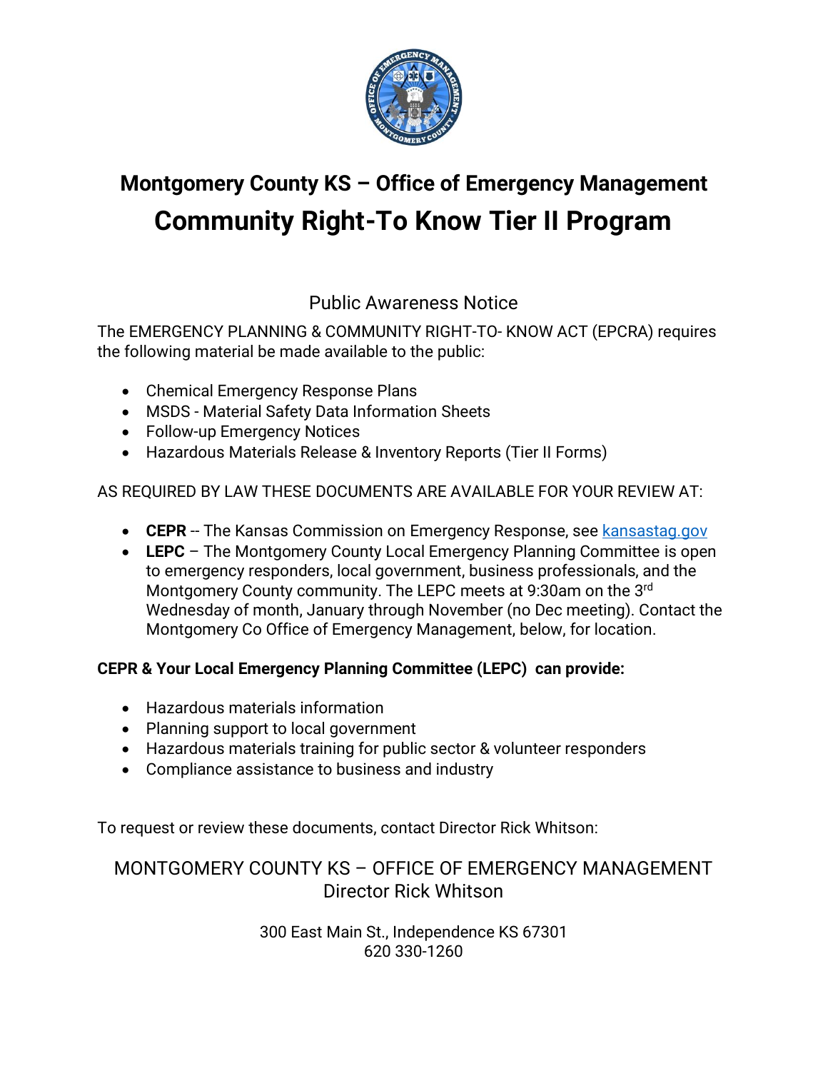# Montgomery County KS – Office of Emergency Management

# Community Right-To Know Tier II Program

## Public Awareness Notice

The EMERGENCY PLANNING & COMMUNITY RIGHT-TO- KNOW ACT (EPCRA) requires the following material be made available to the public:

- Chemical Emergency Response Plans
- MSDS - Material Safety Data Information Sheets
- Follow-up Emergency Notices
- Hazardous Materials Release & Inventory Reports (Tier II Forms)

AS REQUIRED BY LAW THESE DOCUMENTS ARE AVAILABLE FOR YOUR REVIEW AT:

- **CEPR** -- The Kansas Commission on Emergency Response, see [kansastag.gov](kansastag.gov)
- **LEPC** – The Montgomery County Local Emergency Planning Committee is open to emergency responders, local government, business professionals, and the Montgomery County community. The LEPC meets at 9:30am on the 3rd Wednesday of month, January through November (no Dec meeting). Contact the Montgomery Co Office of Emergency Management, below, for location.

**CEPR & Your Local Emergency Planning Committee (LEPC) can provide:**

- Hazardous materials information
- Planning support to local government
- Hazardous materials training for public sector & volunteer responders
- Compliance assistance to business and industry

To request or review these documents, contact Director Rick Whitson:

MONTGOMERY COUNTY KS – OFFICE OF EMERGENCY MANAGEMENT
Director Rick Whitson

300 East Main St., Independence KS 67301
620 330-1260